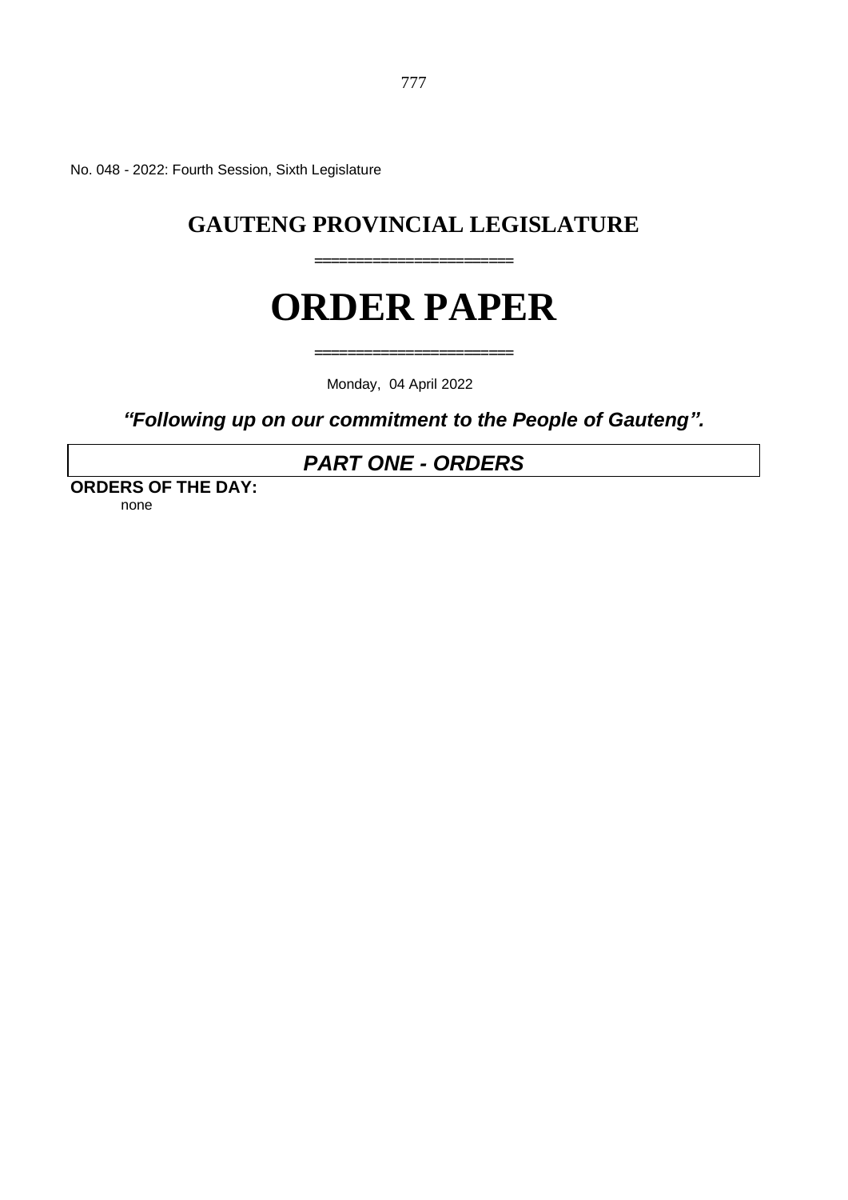No. 048 - 2022: Fourth Session, Sixth Legislature

# GAUTENG PROVINCIAL LEGISLATURE

=====================

# ORDER PAPER

=====================

Monday, 04 April 2022

***"Following up on our commitment to the People of Gauteng".***

## *PART ONE - ORDERS*

**ORDERS OF THE DAY:**

none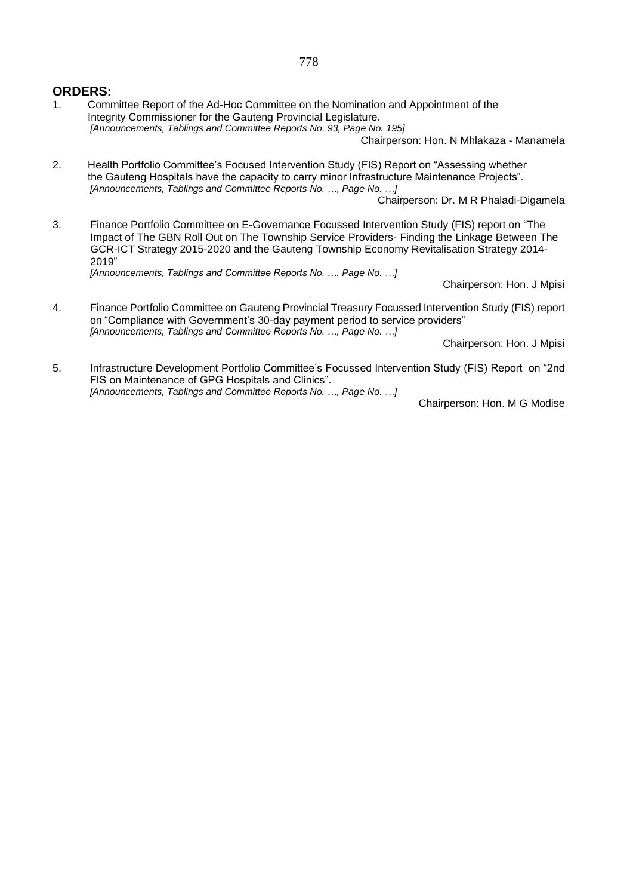## ORDERS:

1. Committee Report of the Ad-Hoc Committee on the Nomination and Appointment of the Integrity Commissioner for the Gauteng Provincial Legislature.
   *[Announcements, Tablings and Committee Reports No. 93, Page No. 195]*
   
   Chairperson: Hon. N Mhlakaza - Manamela

2. Health Portfolio Committee's Focused Intervention Study (FIS) Report on "Assessing whether the Gauteng Hospitals have the capacity to carry minor Infrastructure Maintenance Projects".
   *[Announcements, Tablings and Committee Reports No. …, Page No. …]*
   
   Chairperson: Dr. M R Phaladi-Digamela

3. Finance Portfolio Committee on E-Governance Focussed Intervention Study (FIS) report on "The Impact of The GBN Roll Out on The Township Service Providers- Finding the Linkage Between The GCR-ICT Strategy 2015-2020 and the Gauteng Township Economy Revitalisation Strategy 2014-2019"
   *[Announcements, Tablings and Committee Reports No. …, Page No. …]*
   
   Chairperson: Hon. J Mpisi

4. Finance Portfolio Committee on Gauteng Provincial Treasury Focussed Intervention Study (FIS) report on "Compliance with Government's 30-day payment period to service providers"
   *[Announcements, Tablings and Committee Reports No. …, Page No. …]*
   
   Chairperson: Hon. J Mpisi

5. Infrastructure Development Portfolio Committee's Focussed Intervention Study (FIS) Report on "2nd FIS on Maintenance of GPG Hospitals and Clinics".
   *[Announcements, Tablings and Committee Reports No. …, Page No. …]*
   
   Chairperson: Hon. M G Modise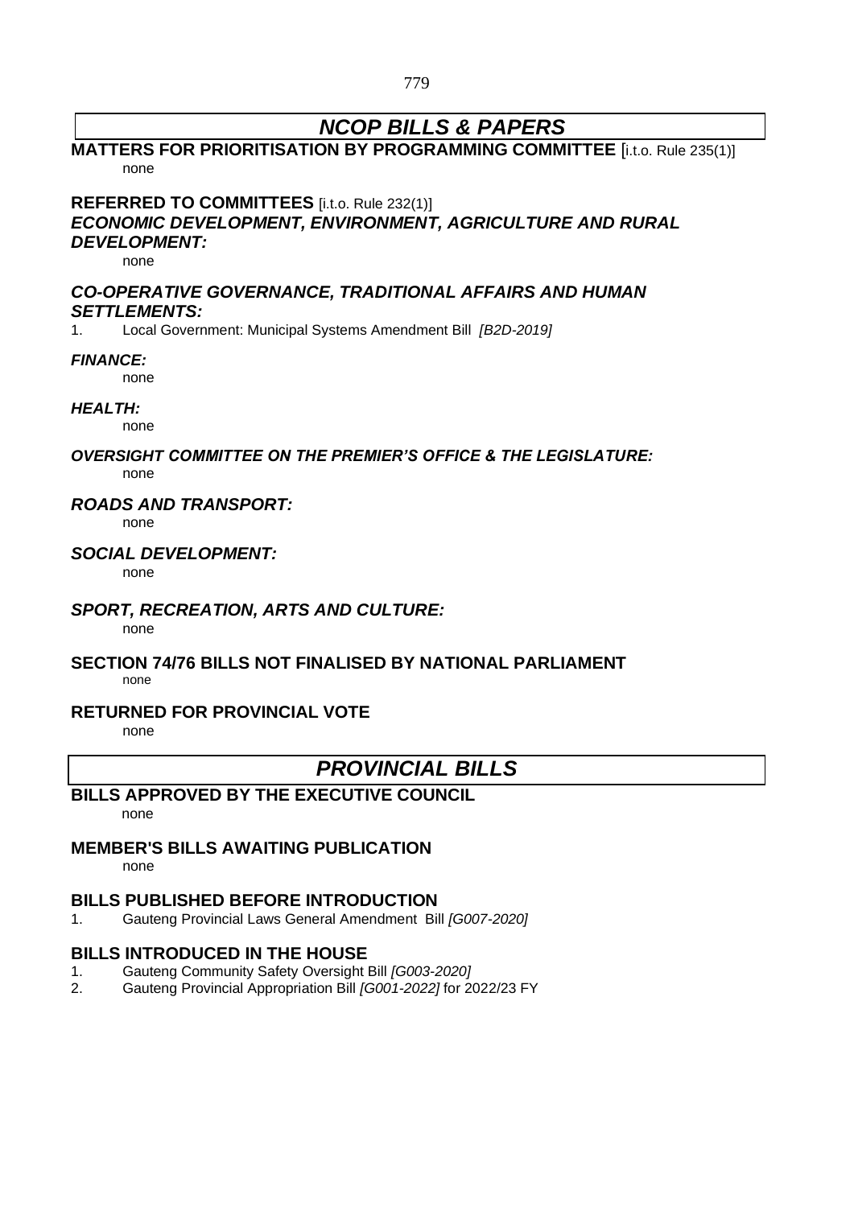## *NCOP BILLS & PAPERS*

**MATTERS FOR PRIORITISATION BY PROGRAMMING COMMITTEE** [i.t.o. Rule 235(1)]

none

**REFERRED TO COMMITTEES** [i.t.o. Rule 232(1)]

***ECONOMIC DEVELOPMENT, ENVIRONMENT, AGRICULTURE AND RURAL DEVELOPMENT:***

none

***CO-OPERATIVE GOVERNANCE, TRADITIONAL AFFAIRS AND HUMAN SETTLEMENTS:***

1. Local Government: Municipal Systems Amendment Bill *[B2D-2019]*

***FINANCE:***

none

***HEALTH:***

none

***OVERSIGHT COMMITTEE ON THE PREMIER'S OFFICE & THE LEGISLATURE:***

none

***ROADS AND TRANSPORT:***

none

***SOCIAL DEVELOPMENT:***

none

***SPORT, RECREATION, ARTS AND CULTURE:***

none

**SECTION 74/76 BILLS NOT FINALISED BY NATIONAL PARLIAMENT**

none

**RETURNED FOR PROVINCIAL VOTE**

none

## *PROVINCIAL BILLS*

**BILLS APPROVED BY THE EXECUTIVE COUNCIL**

none

**MEMBER'S BILLS AWAITING PUBLICATION**

none

**BILLS PUBLISHED BEFORE INTRODUCTION**

1. Gauteng Provincial Laws General Amendment Bill *[G007-2020]*

**BILLS INTRODUCED IN THE HOUSE**

1. Gauteng Community Safety Oversight Bill *[G003-2020]*
2. Gauteng Provincial Appropriation Bill *[G001-2022]* for 2022/23 FY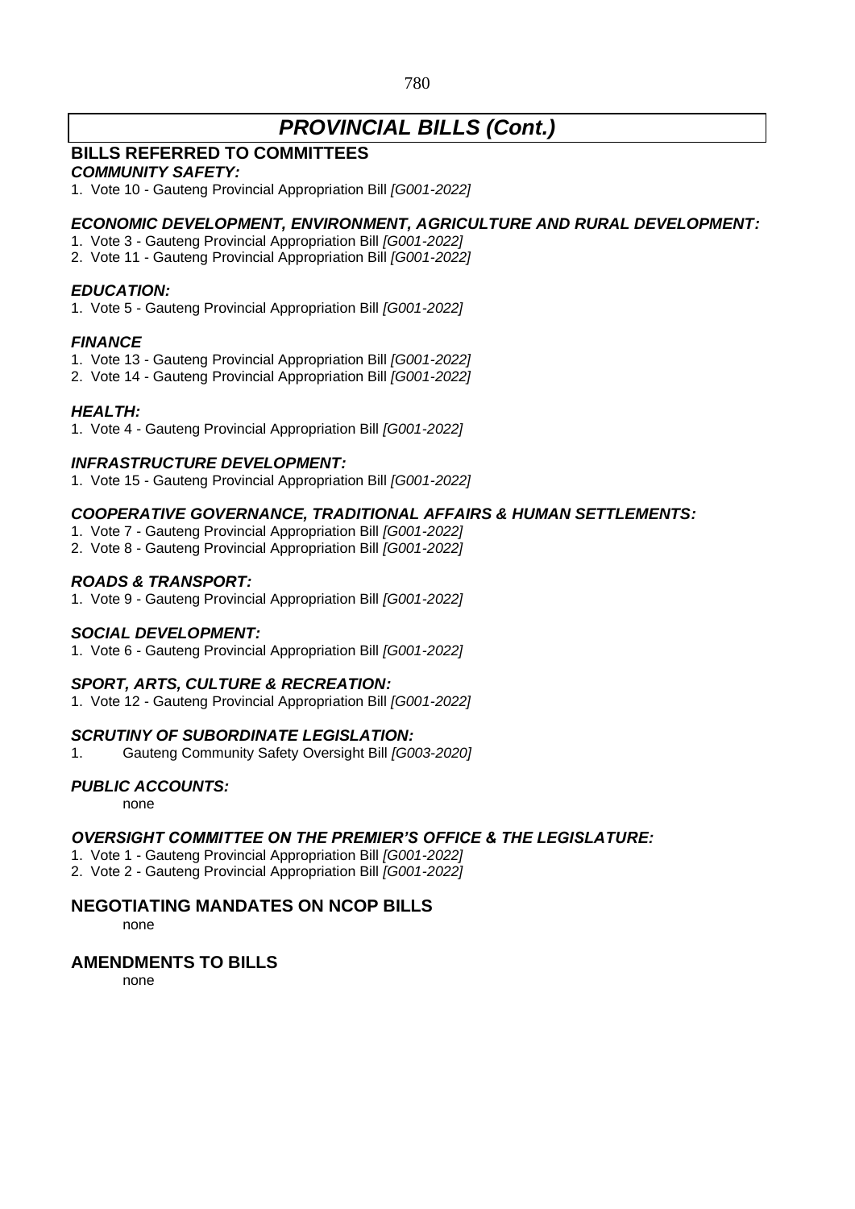# *PROVINCIAL BILLS (Cont.)*

## BILLS REFERRED TO COMMITTEES

### *COMMUNITY SAFETY:*

1. Vote 10 - Gauteng Provincial Appropriation Bill *[G001-2022]*

### *ECONOMIC DEVELOPMENT, ENVIRONMENT, AGRICULTURE AND RURAL DEVELOPMENT:*

1. Vote 3 - Gauteng Provincial Appropriation Bill *[G001-2022]*
2. Vote 11 - Gauteng Provincial Appropriation Bill *[G001-2022]*

### *EDUCATION:*

1. Vote 5 - Gauteng Provincial Appropriation Bill *[G001-2022]*

### *FINANCE*

1. Vote 13 - Gauteng Provincial Appropriation Bill *[G001-2022]*
2. Vote 14 - Gauteng Provincial Appropriation Bill *[G001-2022]*

### *HEALTH:*

1. Vote 4 - Gauteng Provincial Appropriation Bill *[G001-2022]*

### *INFRASTRUCTURE DEVELOPMENT:*

1. Vote 15 - Gauteng Provincial Appropriation Bill *[G001-2022]*

### *COOPERATIVE GOVERNANCE, TRADITIONAL AFFAIRS & HUMAN SETTLEMENTS:*

1. Vote 7 - Gauteng Provincial Appropriation Bill *[G001-2022]*
2. Vote 8 - Gauteng Provincial Appropriation Bill *[G001-2022]*

### *ROADS & TRANSPORT:*

1. Vote 9 - Gauteng Provincial Appropriation Bill *[G001-2022]*

### *SOCIAL DEVELOPMENT:*

1. Vote 6 - Gauteng Provincial Appropriation Bill *[G001-2022]*

### *SPORT, ARTS, CULTURE & RECREATION:*

1. Vote 12 - Gauteng Provincial Appropriation Bill *[G001-2022]*

### *SCRUTINY OF SUBORDINATE LEGISLATION:*

1. Gauteng Community Safety Oversight Bill *[G003-2020]*

### *PUBLIC ACCOUNTS:*

none

### *OVERSIGHT COMMITTEE ON THE PREMIER'S OFFICE & THE LEGISLATURE:*

1. Vote 1 - Gauteng Provincial Appropriation Bill *[G001-2022]*
2. Vote 2 - Gauteng Provincial Appropriation Bill *[G001-2022]*

## NEGOTIATING MANDATES ON NCOP BILLS

none

## AMENDMENTS TO BILLS

none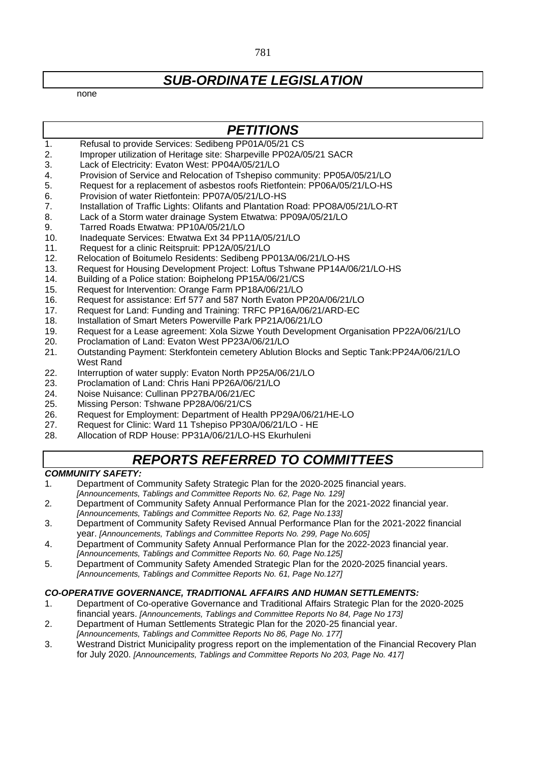## *SUB-ORDINATE LEGISLATION*

none

## *PETITIONS*

1. Refusal to provide Services: Sedibeng PP01A/05/21 CS
2. Improper utilization of Heritage site: Sharpeville PP02A/05/21 SACR
3. Lack of Electricity: Evaton West: PP04A/05/21/LO
4. Provision of Service and Relocation of Tshepiso community: PP05A/05/21/LO
5. Request for a replacement of asbestos roofs Rietfontein: PP06A/05/21/LO-HS
6. Provision of water Rietfontein: PP07A/05/21/LO-HS
7. Installation of Traffic Lights: Olifants and Plantation Road: PPO8A/05/21/LO-RT
8. Lack of a Storm water drainage System Etwatwa: PP09A/05/21/LO
9. Tarred Roads Etwatwa: PP10A/05/21/LO
10. Inadequate Services: Etwatwa Ext 34 PP11A/05/21/LO
11. Request for a clinic Reitspruit: PP12A/05/21/LO
12. Relocation of Boitumelo Residents: Sedibeng PP013A/06/21/LO-HS
13. Request for Housing Development Project: Loftus Tshwane PP14A/06/21/LO-HS
14. Building of a Police station: Boiphelong PP15A/06/21/CS
15. Request for Intervention: Orange Farm PP18A/06/21/LO
16. Request for assistance: Erf 577 and 587 North Evaton PP20A/06/21/LO
17. Request for Land: Funding and Training: TRFC PP16A/06/21/ARD-EC
18. Installation of Smart Meters Powerville Park PP21A/06/21/LO
19. Request for a Lease agreement: Xola Sizwe Youth Development Organisation PP22A/06/21/LO
20. Proclamation of Land: Evaton West PP23A/06/21/LO
21. Outstanding Payment: Sterkfontein cemetery Ablution Blocks and Septic Tank:PP24A/06/21/LO West Rand
22. Interruption of water supply: Evaton North PP25A/06/21/LO
23. Proclamation of Land: Chris Hani PP26A/06/21/LO
24. Noise Nuisance: Cullinan PP27BA/06/21/EC
25. Missing Person: Tshwane PP28A/06/21/CS
26. Request for Employment: Department of Health PP29A/06/21/HE-LO
27. Request for Clinic: Ward 11 Tshepiso PP30A/06/21/LO - HE
28. Allocation of RDP House: PP31A/06/21/LO-HS Ekurhuleni

## *REPORTS REFERRED TO COMMITTEES*

***COMMUNITY SAFETY:***

1. Department of Community Safety Strategic Plan for the 2020-2025 financial years. *[Announcements, Tablings and Committee Reports No. 62, Page No. 129]*
2. Department of Community Safety Annual Performance Plan for the 2021-2022 financial year. *[Announcements, Tablings and Committee Reports No. 62, Page No.133]*
3. Department of Community Safety Revised Annual Performance Plan for the 2021-2022 financial year. *[Announcements, Tablings and Committee Reports No. 299, Page No.605]*
4. Department of Community Safety Annual Performance Plan for the 2022-2023 financial year. *[Announcements, Tablings and Committee Reports No. 60, Page No.125]*
5. Department of Community Safety Amended Strategic Plan for the 2020-2025 financial years. *[Announcements, Tablings and Committee Reports No. 61, Page No.127]*

***CO-OPERATIVE GOVERNANCE, TRADITIONAL AFFAIRS AND HUMAN SETTLEMENTS:***

1. Department of Co-operative Governance and Traditional Affairs Strategic Plan for the 2020-2025 financial years. *[Announcements, Tablings and Committee Reports No 84, Page No 173]*
2. Department of Human Settlements Strategic Plan for the 2020-25 financial year. *[Announcements, Tablings and Committee Reports No 86, Page No. 177]*
3. Westrand District Municipality progress report on the implementation of the Financial Recovery Plan for July 2020. *[Announcements, Tablings and Committee Reports No 203, Page No. 417]*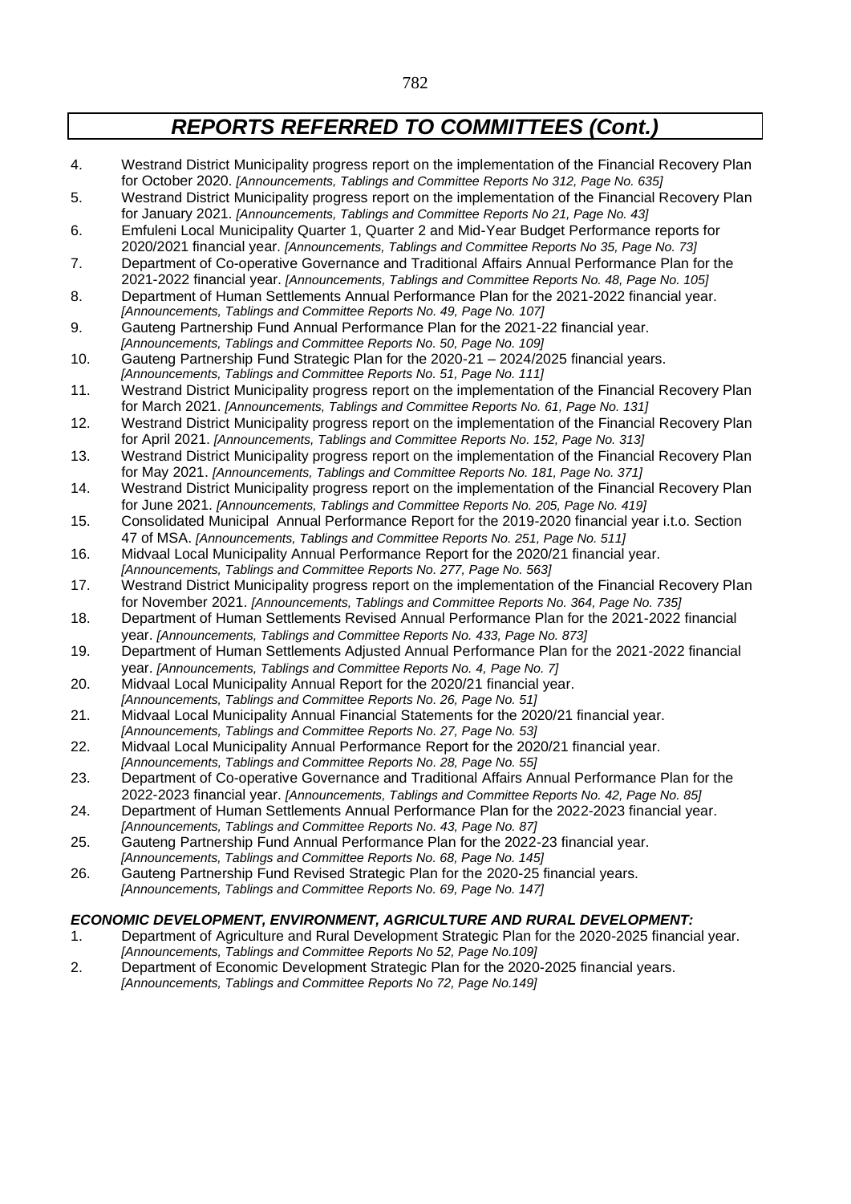# *REPORTS REFERRED TO COMMITTEES (Cont.)*

4. Westrand District Municipality progress report on the implementation of the Financial Recovery Plan for October 2020. *[Announcements, Tablings and Committee Reports No 312, Page No. 635]*
5. Westrand District Municipality progress report on the implementation of the Financial Recovery Plan for January 2021. *[Announcements, Tablings and Committee Reports No 21, Page No. 43]*
6. Emfuleni Local Municipality Quarter 1, Quarter 2 and Mid-Year Budget Performance reports for 2020/2021 financial year. *[Announcements, Tablings and Committee Reports No 35, Page No. 73]*
7. Department of Co-operative Governance and Traditional Affairs Annual Performance Plan for the 2021-2022 financial year. *[Announcements, Tablings and Committee Reports No. 48, Page No. 105]*
8. Department of Human Settlements Annual Performance Plan for the 2021-2022 financial year. *[Announcements, Tablings and Committee Reports No. 49, Page No. 107]*
9. Gauteng Partnership Fund Annual Performance Plan for the 2021-22 financial year. *[Announcements, Tablings and Committee Reports No. 50, Page No. 109]*
10. Gauteng Partnership Fund Strategic Plan for the 2020-21 – 2024/2025 financial years. *[Announcements, Tablings and Committee Reports No. 51, Page No. 111]*
11. Westrand District Municipality progress report on the implementation of the Financial Recovery Plan for March 2021. *[Announcements, Tablings and Committee Reports No. 61, Page No. 131]*
12. Westrand District Municipality progress report on the implementation of the Financial Recovery Plan for April 2021. *[Announcements, Tablings and Committee Reports No. 152, Page No. 313]*
13. Westrand District Municipality progress report on the implementation of the Financial Recovery Plan for May 2021. *[Announcements, Tablings and Committee Reports No. 181, Page No. 371]*
14. Westrand District Municipality progress report on the implementation of the Financial Recovery Plan for June 2021. *[Announcements, Tablings and Committee Reports No. 205, Page No. 419]*
15. Consolidated Municipal Annual Performance Report for the 2019-2020 financial year i.t.o. Section 47 of MSA. *[Announcements, Tablings and Committee Reports No. 251, Page No. 511]*
16. Midvaal Local Municipality Annual Performance Report for the 2020/21 financial year. *[Announcements, Tablings and Committee Reports No. 277, Page No. 563]*
17. Westrand District Municipality progress report on the implementation of the Financial Recovery Plan for November 2021. *[Announcements, Tablings and Committee Reports No. 364, Page No. 735]*
18. Department of Human Settlements Revised Annual Performance Plan for the 2021-2022 financial year. *[Announcements, Tablings and Committee Reports No. 433, Page No. 873]*
19. Department of Human Settlements Adjusted Annual Performance Plan for the 2021-2022 financial year. *[Announcements, Tablings and Committee Reports No. 4, Page No. 7]*
20. Midvaal Local Municipality Annual Report for the 2020/21 financial year. *[Announcements, Tablings and Committee Reports No. 26, Page No. 51]*
21. Midvaal Local Municipality Annual Financial Statements for the 2020/21 financial year. *[Announcements, Tablings and Committee Reports No. 27, Page No. 53]*
22. Midvaal Local Municipality Annual Performance Report for the 2020/21 financial year. *[Announcements, Tablings and Committee Reports No. 28, Page No. 55]*
23. Department of Co-operative Governance and Traditional Affairs Annual Performance Plan for the 2022-2023 financial year. *[Announcements, Tablings and Committee Reports No. 42, Page No. 85]*
24. Department of Human Settlements Annual Performance Plan for the 2022-2023 financial year. *[Announcements, Tablings and Committee Reports No. 43, Page No. 87]*
25. Gauteng Partnership Fund Annual Performance Plan for the 2022-23 financial year. *[Announcements, Tablings and Committee Reports No. 68, Page No. 145]*
26. Gauteng Partnership Fund Revised Strategic Plan for the 2020-25 financial years. *[Announcements, Tablings and Committee Reports No. 69, Page No. 147]*

***ECONOMIC DEVELOPMENT, ENVIRONMENT, AGRICULTURE AND RURAL DEVELOPMENT:***

1. Department of Agriculture and Rural Development Strategic Plan for the 2020-2025 financial year. *[Announcements, Tablings and Committee Reports No 52, Page No.109]*
2. Department of Economic Development Strategic Plan for the 2020-2025 financial years. *[Announcements, Tablings and Committee Reports No 72, Page No.149]*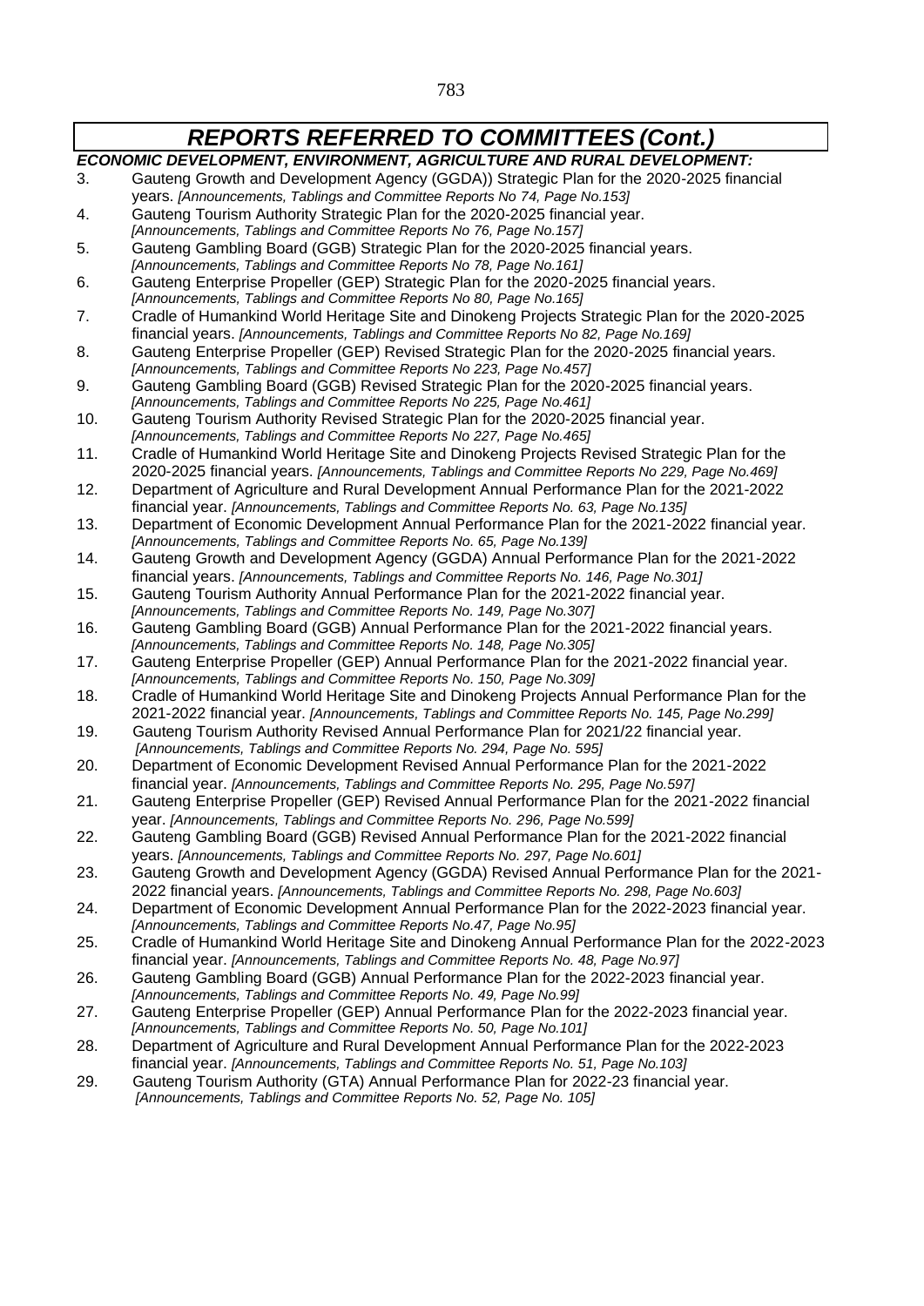# *REPORTS REFERRED TO COMMITTEES (Cont.)*

***ECONOMIC DEVELOPMENT, ENVIRONMENT, AGRICULTURE AND RURAL DEVELOPMENT:***

3. Gauteng Growth and Development Agency (GGDA)) Strategic Plan for the 2020-2025 financial years. *[Announcements, Tablings and Committee Reports No 74, Page No.153]*
4. Gauteng Tourism Authority Strategic Plan for the 2020-2025 financial year. *[Announcements, Tablings and Committee Reports No 76, Page No.157]*
5. Gauteng Gambling Board (GGB) Strategic Plan for the 2020-2025 financial years. *[Announcements, Tablings and Committee Reports No 78, Page No.161]*
6. Gauteng Enterprise Propeller (GEP) Strategic Plan for the 2020-2025 financial years. *[Announcements, Tablings and Committee Reports No 80, Page No.165]*
7. Cradle of Humankind World Heritage Site and Dinokeng Projects Strategic Plan for the 2020-2025 financial years. *[Announcements, Tablings and Committee Reports No 82, Page No.169]*
8. Gauteng Enterprise Propeller (GEP) Revised Strategic Plan for the 2020-2025 financial years. *[Announcements, Tablings and Committee Reports No 223, Page No.457]*
9. Gauteng Gambling Board (GGB) Revised Strategic Plan for the 2020-2025 financial years. *[Announcements, Tablings and Committee Reports No 225, Page No.461]*
10. Gauteng Tourism Authority Revised Strategic Plan for the 2020-2025 financial year. *[Announcements, Tablings and Committee Reports No 227, Page No.465]*
11. Cradle of Humankind World Heritage Site and Dinokeng Projects Revised Strategic Plan for the 2020-2025 financial years. *[Announcements, Tablings and Committee Reports No 229, Page No.469]*
12. Department of Agriculture and Rural Development Annual Performance Plan for the 2021-2022 financial year. *[Announcements, Tablings and Committee Reports No. 63, Page No.135]*
13. Department of Economic Development Annual Performance Plan for the 2021-2022 financial year. *[Announcements, Tablings and Committee Reports No. 65, Page No.139]*
14. Gauteng Growth and Development Agency (GGDA) Annual Performance Plan for the 2021-2022 financial years. *[Announcements, Tablings and Committee Reports No. 146, Page No.301]*
15. Gauteng Tourism Authority Annual Performance Plan for the 2021-2022 financial year. *[Announcements, Tablings and Committee Reports No. 149, Page No.307]*
16. Gauteng Gambling Board (GGB) Annual Performance Plan for the 2021-2022 financial years. *[Announcements, Tablings and Committee Reports No. 148, Page No.305]*
17. Gauteng Enterprise Propeller (GEP) Annual Performance Plan for the 2021-2022 financial year. *[Announcements, Tablings and Committee Reports No. 150, Page No.309]*
18. Cradle of Humankind World Heritage Site and Dinokeng Projects Annual Performance Plan for the 2021-2022 financial year. *[Announcements, Tablings and Committee Reports No. 145, Page No.299]*
19. Gauteng Tourism Authority Revised Annual Performance Plan for 2021/22 financial year. *[Announcements, Tablings and Committee Reports No. 294, Page No. 595]*
20. Department of Economic Development Revised Annual Performance Plan for the 2021-2022 financial year. *[Announcements, Tablings and Committee Reports No. 295, Page No.597]*
21. Gauteng Enterprise Propeller (GEP) Revised Annual Performance Plan for the 2021-2022 financial year. *[Announcements, Tablings and Committee Reports No. 296, Page No.599]*
22. Gauteng Gambling Board (GGB) Revised Annual Performance Plan for the 2021-2022 financial years. *[Announcements, Tablings and Committee Reports No. 297, Page No.601]*
23. Gauteng Growth and Development Agency (GGDA) Revised Annual Performance Plan for the 2021-2022 financial years. *[Announcements, Tablings and Committee Reports No. 298, Page No.603]*
24. Department of Economic Development Annual Performance Plan for the 2022-2023 financial year. *[Announcements, Tablings and Committee Reports No.47, Page No.95]*
25. Cradle of Humankind World Heritage Site and Dinokeng Annual Performance Plan for the 2022-2023 financial year. *[Announcements, Tablings and Committee Reports No. 48, Page No.97]*
26. Gauteng Gambling Board (GGB) Annual Performance Plan for the 2022-2023 financial year. *[Announcements, Tablings and Committee Reports No. 49, Page No.99]*
27. Gauteng Enterprise Propeller (GEP) Annual Performance Plan for the 2022-2023 financial year. *[Announcements, Tablings and Committee Reports No. 50, Page No.101]*
28. Department of Agriculture and Rural Development Annual Performance Plan for the 2022-2023 financial year. *[Announcements, Tablings and Committee Reports No. 51, Page No.103]*
29. Gauteng Tourism Authority (GTA) Annual Performance Plan for 2022-23 financial year. *[Announcements, Tablings and Committee Reports No. 52, Page No. 105]*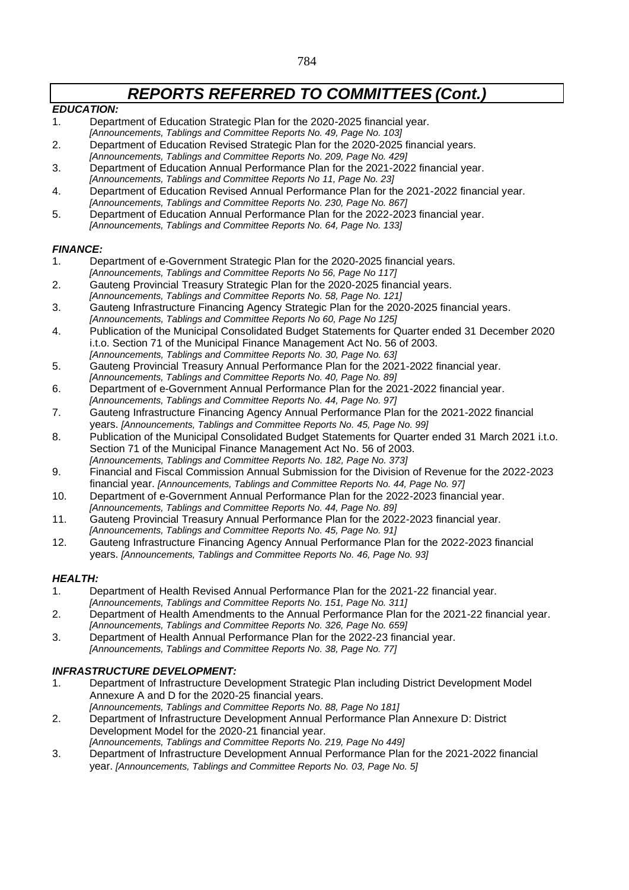# *REPORTS REFERRED TO COMMITTEES (Cont.)*

***EDUCATION:***

1. Department of Education Strategic Plan for the 2020-2025 financial year.
   *[Announcements, Tablings and Committee Reports No. 49, Page No. 103]*
2. Department of Education Revised Strategic Plan for the 2020-2025 financial years.
   *[Announcements, Tablings and Committee Reports No. 209, Page No. 429]*
3. Department of Education Annual Performance Plan for the 2021-2022 financial year.
   *[Announcements, Tablings and Committee Reports No 11, Page No. 23]*
4. Department of Education Revised Annual Performance Plan for the 2021-2022 financial year.
   *[Announcements, Tablings and Committee Reports No. 230, Page No. 867]*
5. Department of Education Annual Performance Plan for the 2022-2023 financial year.
   *[Announcements, Tablings and Committee Reports No. 64, Page No. 133]*

***FINANCE:***

1. Department of e-Government Strategic Plan for the 2020-2025 financial years.
   *[Announcements, Tablings and Committee Reports No 56, Page No 117]*
2. Gauteng Provincial Treasury Strategic Plan for the 2020-2025 financial years.
   *[Announcements, Tablings and Committee Reports No. 58, Page No. 121]*
3. Gauteng Infrastructure Financing Agency Strategic Plan for the 2020-2025 financial years.
   *[Announcements, Tablings and Committee Reports No 60, Page No 125]*
4. Publication of the Municipal Consolidated Budget Statements for Quarter ended 31 December 2020 i.t.o. Section 71 of the Municipal Finance Management Act No. 56 of 2003.
   *[Announcements, Tablings and Committee Reports No. 30, Page No. 63]*
5. Gauteng Provincial Treasury Annual Performance Plan for the 2021-2022 financial year.
   *[Announcements, Tablings and Committee Reports No. 40, Page No. 89]*
6. Department of e-Government Annual Performance Plan for the 2021-2022 financial year.
   *[Announcements, Tablings and Committee Reports No. 44, Page No. 97]*
7. Gauteng Infrastructure Financing Agency Annual Performance Plan for the 2021-2022 financial years. *[Announcements, Tablings and Committee Reports No. 45, Page No. 99]*
8. Publication of the Municipal Consolidated Budget Statements for Quarter ended 31 March 2021 i.t.o. Section 71 of the Municipal Finance Management Act No. 56 of 2003.
   *[Announcements, Tablings and Committee Reports No. 182, Page No. 373]*
9. Financial and Fiscal Commission Annual Submission for the Division of Revenue for the 2022-2023 financial year. *[Announcements, Tablings and Committee Reports No. 44, Page No. 97]*
10. Department of e-Government Annual Performance Plan for the 2022-2023 financial year.
    *[Announcements, Tablings and Committee Reports No. 44, Page No. 89]*
11. Gauteng Provincial Treasury Annual Performance Plan for the 2022-2023 financial year.
    *[Announcements, Tablings and Committee Reports No. 45, Page No. 91]*
12. Gauteng Infrastructure Financing Agency Annual Performance Plan for the 2022-2023 financial years. *[Announcements, Tablings and Committee Reports No. 46, Page No. 93]*

***HEALTH:***

1. Department of Health Revised Annual Performance Plan for the 2021-22 financial year.
   *[Announcements, Tablings and Committee Reports No. 151, Page No. 311]*
2. Department of Health Amendments to the Annual Performance Plan for the 2021-22 financial year.
   *[Announcements, Tablings and Committee Reports No. 326, Page No. 659]*
3. Department of Health Annual Performance Plan for the 2022-23 financial year.
   *[Announcements, Tablings and Committee Reports No. 38, Page No. 77]*

***INFRASTRUCTURE DEVELOPMENT:***

1. Department of Infrastructure Development Strategic Plan including District Development Model Annexure A and D for the 2020-25 financial years.
   *[Announcements, Tablings and Committee Reports No. 88, Page No 181]*
2. Department of Infrastructure Development Annual Performance Plan Annexure D: District Development Model for the 2020-21 financial year.
   *[Announcements, Tablings and Committee Reports No. 219, Page No 449]*
3. Department of Infrastructure Development Annual Performance Plan for the 2021-2022 financial year. *[Announcements, Tablings and Committee Reports No. 03, Page No. 5]*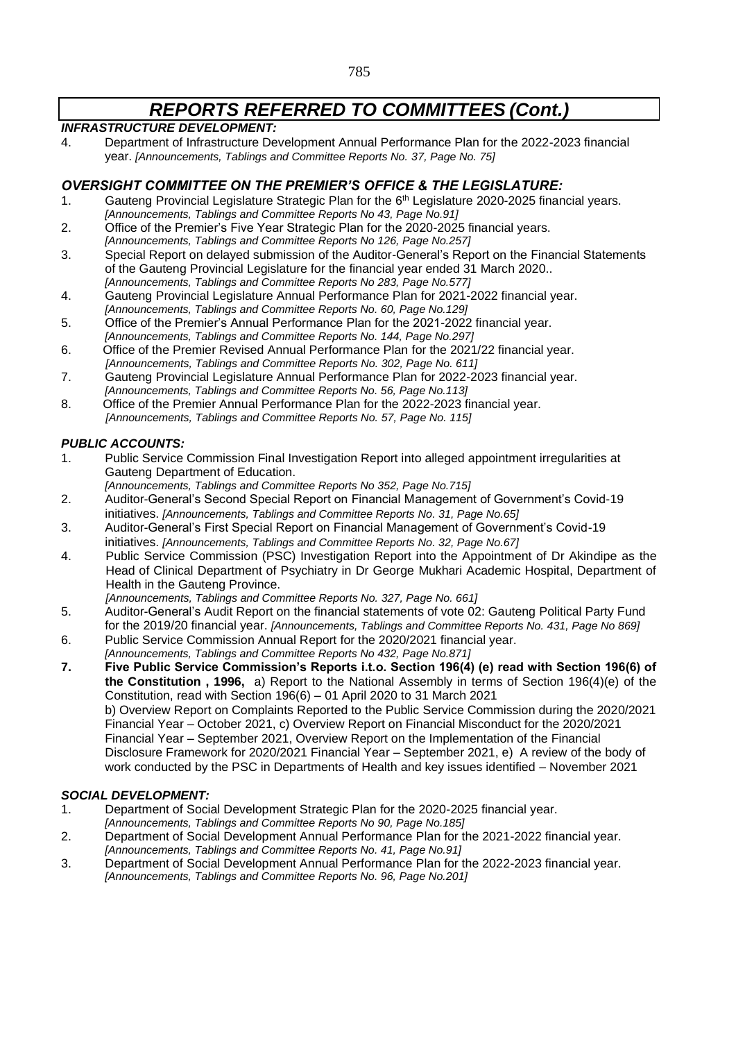# *REPORTS REFERRED TO COMMITTEES (Cont.)*

### *INFRASTRUCTURE DEVELOPMENT:*

4. Department of Infrastructure Development Annual Performance Plan for the 2022-2023 financial year. *[Announcements, Tablings and Committee Reports No. 37, Page No. 75]*

### *OVERSIGHT COMMITTEE ON THE PREMIER'S OFFICE & THE LEGISLATURE:*

1. Gauteng Provincial Legislature Strategic Plan for the 6th Legislature 2020-2025 financial years. *[Announcements, Tablings and Committee Reports No 43, Page No.91]*
2. Office of the Premier's Five Year Strategic Plan for the 2020-2025 financial years. *[Announcements, Tablings and Committee Reports No 126, Page No.257]*
3. Special Report on delayed submission of the Auditor-General's Report on the Financial Statements of the Gauteng Provincial Legislature for the financial year ended 31 March 2020.. *[Announcements, Tablings and Committee Reports No 283, Page No.577]*
4. Gauteng Provincial Legislature Annual Performance Plan for 2021-2022 financial year. *[Announcements, Tablings and Committee Reports No. 60, Page No.129]*
5. Office of the Premier's Annual Performance Plan for the 2021-2022 financial year. *[Announcements, Tablings and Committee Reports No. 144, Page No.297]*
6. Office of the Premier Revised Annual Performance Plan for the 2021/22 financial year. *[Announcements, Tablings and Committee Reports No. 302, Page No. 611]*
7. Gauteng Provincial Legislature Annual Performance Plan for 2022-2023 financial year. *[Announcements, Tablings and Committee Reports No. 56, Page No.113]*
8. Office of the Premier Annual Performance Plan for the 2022-2023 financial year. *[Announcements, Tablings and Committee Reports No. 57, Page No. 115]*

### *PUBLIC ACCOUNTS:*

1. Public Service Commission Final Investigation Report into alleged appointment irregularities at Gauteng Department of Education. *[Announcements, Tablings and Committee Reports No 352, Page No.715]*
2. Auditor-General's Second Special Report on Financial Management of Government's Covid-19 initiatives. *[Announcements, Tablings and Committee Reports No. 31, Page No.65]*
3. Auditor-General's First Special Report on Financial Management of Government's Covid-19 initiatives. *[Announcements, Tablings and Committee Reports No. 32, Page No.67]*
4. Public Service Commission (PSC) Investigation Report into the Appointment of Dr Akindipe as the Head of Clinical Department of Psychiatry in Dr George Mukhari Academic Hospital, Department of Health in the Gauteng Province. *[Announcements, Tablings and Committee Reports No. 327, Page No. 661]*
5. Auditor-General's Audit Report on the financial statements of vote 02: Gauteng Political Party Fund for the 2019/20 financial year. *[Announcements, Tablings and Committee Reports No. 431, Page No 869]*
6. Public Service Commission Annual Report for the 2020/2021 financial year. *[Announcements, Tablings and Committee Reports No 432, Page No.871]*
7. **Five Public Service Commission's Reports i.t.o. Section 196(4) (e) read with Section 196(6) of the Constitution , 1996,** a) Report to the National Assembly in terms of Section 196(4)(e) of the Constitution, read with Section 196(6) – 01 April 2020 to 31 March 2021
   b) Overview Report on Complaints Reported to the Public Service Commission during the 2020/2021 Financial Year – October 2021, c) Overview Report on Financial Misconduct for the 2020/2021 Financial Year – September 2021, Overview Report on the Implementation of the Financial Disclosure Framework for 2020/2021 Financial Year – September 2021, e) A review of the body of work conducted by the PSC in Departments of Health and key issues identified – November 2021

### *SOCIAL DEVELOPMENT:*

1. Department of Social Development Strategic Plan for the 2020-2025 financial year. *[Announcements, Tablings and Committee Reports No 90, Page No.185]*
2. Department of Social Development Annual Performance Plan for the 2021-2022 financial year. *[Announcements, Tablings and Committee Reports No. 41, Page No.91]*
3. Department of Social Development Annual Performance Plan for the 2022-2023 financial year. *[Announcements, Tablings and Committee Reports No. 96, Page No.201]*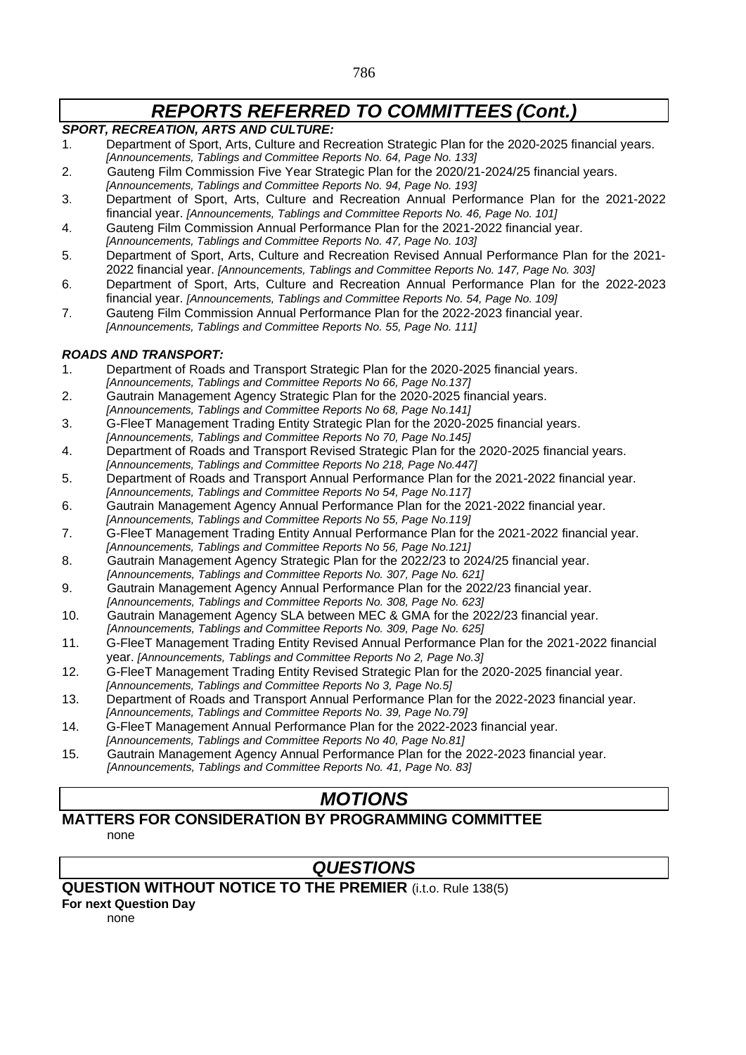## *REPORTS REFERRED TO COMMITTEES (Cont.)*

***SPORT, RECREATION, ARTS AND CULTURE:***

1. Department of Sport, Arts, Culture and Recreation Strategic Plan for the 2020-2025 financial years. *[Announcements, Tablings and Committee Reports No. 64, Page No. 133]*
2. Gauteng Film Commission Five Year Strategic Plan for the 2020/21-2024/25 financial years. *[Announcements, Tablings and Committee Reports No. 94, Page No. 193]*
3. Department of Sport, Arts, Culture and Recreation Annual Performance Plan for the 2021-2022 financial year. *[Announcements, Tablings and Committee Reports No. 46, Page No. 101]*
4. Gauteng Film Commission Annual Performance Plan for the 2021-2022 financial year. *[Announcements, Tablings and Committee Reports No. 47, Page No. 103]*
5. Department of Sport, Arts, Culture and Recreation Revised Annual Performance Plan for the 2021-2022 financial year. *[Announcements, Tablings and Committee Reports No. 147, Page No. 303]*
6. Department of Sport, Arts, Culture and Recreation Annual Performance Plan for the 2022-2023 financial year. *[Announcements, Tablings and Committee Reports No. 54, Page No. 109]*
7. Gauteng Film Commission Annual Performance Plan for the 2022-2023 financial year. *[Announcements, Tablings and Committee Reports No. 55, Page No. 111]*

***ROADS AND TRANSPORT:***

1. Department of Roads and Transport Strategic Plan for the 2020-2025 financial years. *[Announcements, Tablings and Committee Reports No 66, Page No.137]*
2. Gautrain Management Agency Strategic Plan for the 2020-2025 financial years. *[Announcements, Tablings and Committee Reports No 68, Page No.141]*
3. G-FleeT Management Trading Entity Strategic Plan for the 2020-2025 financial years. *[Announcements, Tablings and Committee Reports No 70, Page No.145]*
4. Department of Roads and Transport Revised Strategic Plan for the 2020-2025 financial years. *[Announcements, Tablings and Committee Reports No 218, Page No.447]*
5. Department of Roads and Transport Annual Performance Plan for the 2021-2022 financial year. *[Announcements, Tablings and Committee Reports No 54, Page No.117]*
6. Gautrain Management Agency Annual Performance Plan for the 2021-2022 financial year. *[Announcements, Tablings and Committee Reports No 55, Page No.119]*
7. G-FleeT Management Trading Entity Annual Performance Plan for the 2021-2022 financial year. *[Announcements, Tablings and Committee Reports No 56, Page No.121]*
8. Gautrain Management Agency Strategic Plan for the 2022/23 to 2024/25 financial year. *[Announcements, Tablings and Committee Reports No. 307, Page No. 621]*
9. Gautrain Management Agency Annual Performance Plan for the 2022/23 financial year. *[Announcements, Tablings and Committee Reports No. 308, Page No. 623]*
10. Gautrain Management Agency SLA between MEC & GMA for the 2022/23 financial year. *[Announcements, Tablings and Committee Reports No. 309, Page No. 625]*
11. G-FleeT Management Trading Entity Revised Annual Performance Plan for the 2021-2022 financial year. *[Announcements, Tablings and Committee Reports No 2, Page No.3]*
12. G-FleeT Management Trading Entity Revised Strategic Plan for the 2020-2025 financial year. *[Announcements, Tablings and Committee Reports No 3, Page No.5]*
13. Department of Roads and Transport Annual Performance Plan for the 2022-2023 financial year. *[Announcements, Tablings and Committee Reports No. 39, Page No.79]*
14. G-FleeT Management Annual Performance Plan for the 2022-2023 financial year. *[Announcements, Tablings and Committee Reports No 40, Page No.81]*
15. Gautrain Management Agency Annual Performance Plan for the 2022-2023 financial year. *[Announcements, Tablings and Committee Reports No. 41, Page No. 83]*

## *MOTIONS*

**MATTERS FOR CONSIDERATION BY PROGRAMMING COMMITTEE**

none

## *QUESTIONS*

**QUESTION WITHOUT NOTICE TO THE PREMIER** (i.t.o. Rule 138(5)

**For next Question Day**

none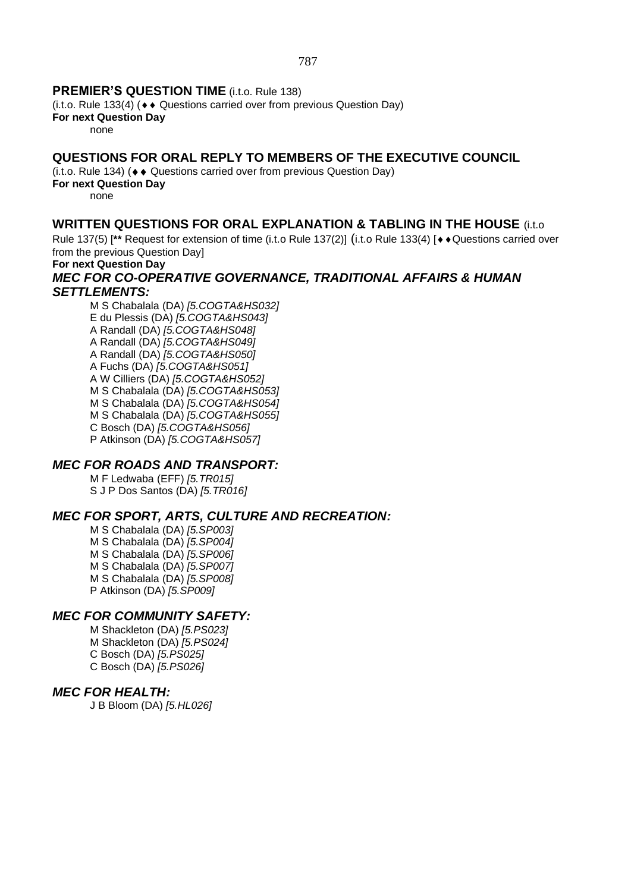## PREMIER'S QUESTION TIME (i.t.o. Rule 138)

(i.t.o. Rule 133(4) (♦♦ Questions carried over from previous Question Day)

**For next Question Day**

none

## QUESTIONS FOR ORAL REPLY TO MEMBERS OF THE EXECUTIVE COUNCIL

(i.t.o. Rule 134) (♦♦ Questions carried over from previous Question Day)

**For next Question Day**

none

## WRITTEN QUESTIONS FOR ORAL EXPLANATION & TABLING IN THE HOUSE (i.t.o Rule 137(5) [** Request for extension of time (i.t.o Rule 137(2)] (i.t.o Rule 133(4) [♦♦Questions carried over from the previous Question Day]

**For next Question Day**

### *MEC FOR CO-OPERATIVE GOVERNANCE, TRADITIONAL AFFAIRS & HUMAN SETTLEMENTS:*

M S Chabalala (DA) *[5.COGTA&HS032]*
E du Plessis (DA) *[5.COGTA&HS043]*
A Randall (DA) *[5.COGTA&HS048]*
A Randall (DA) *[5.COGTA&HS049]*
A Randall (DA) *[5.COGTA&HS050]*
A Fuchs (DA) *[5.COGTA&HS051]*
A W Cilliers (DA) *[5.COGTA&HS052]*
M S Chabalala (DA) *[5.COGTA&HS053]*
M S Chabalala (DA) *[5.COGTA&HS054]*
M S Chabalala (DA) *[5.COGTA&HS055]*
C Bosch (DA) *[5.COGTA&HS056]*
P Atkinson (DA) *[5.COGTA&HS057]*

### *MEC FOR ROADS AND TRANSPORT:*

M F Ledwaba (EFF) *[5.TR015]*
S J P Dos Santos (DA) *[5.TR016]*

### *MEC FOR SPORT, ARTS, CULTURE AND RECREATION:*

M S Chabalala (DA) *[5.SP003]*
M S Chabalala (DA) *[5.SP004]*
M S Chabalala (DA) *[5.SP006]*
M S Chabalala (DA) *[5.SP007]*
M S Chabalala (DA) *[5.SP008]*
P Atkinson (DA) *[5.SP009]*

### *MEC FOR COMMUNITY SAFETY:*

M Shackleton (DA) *[5.PS023]*
M Shackleton (DA) *[5.PS024]*
C Bosch (DA) *[5.PS025]*
C Bosch (DA) *[5.PS026]*

### *MEC FOR HEALTH:*

J B Bloom (DA) *[5.HL026]*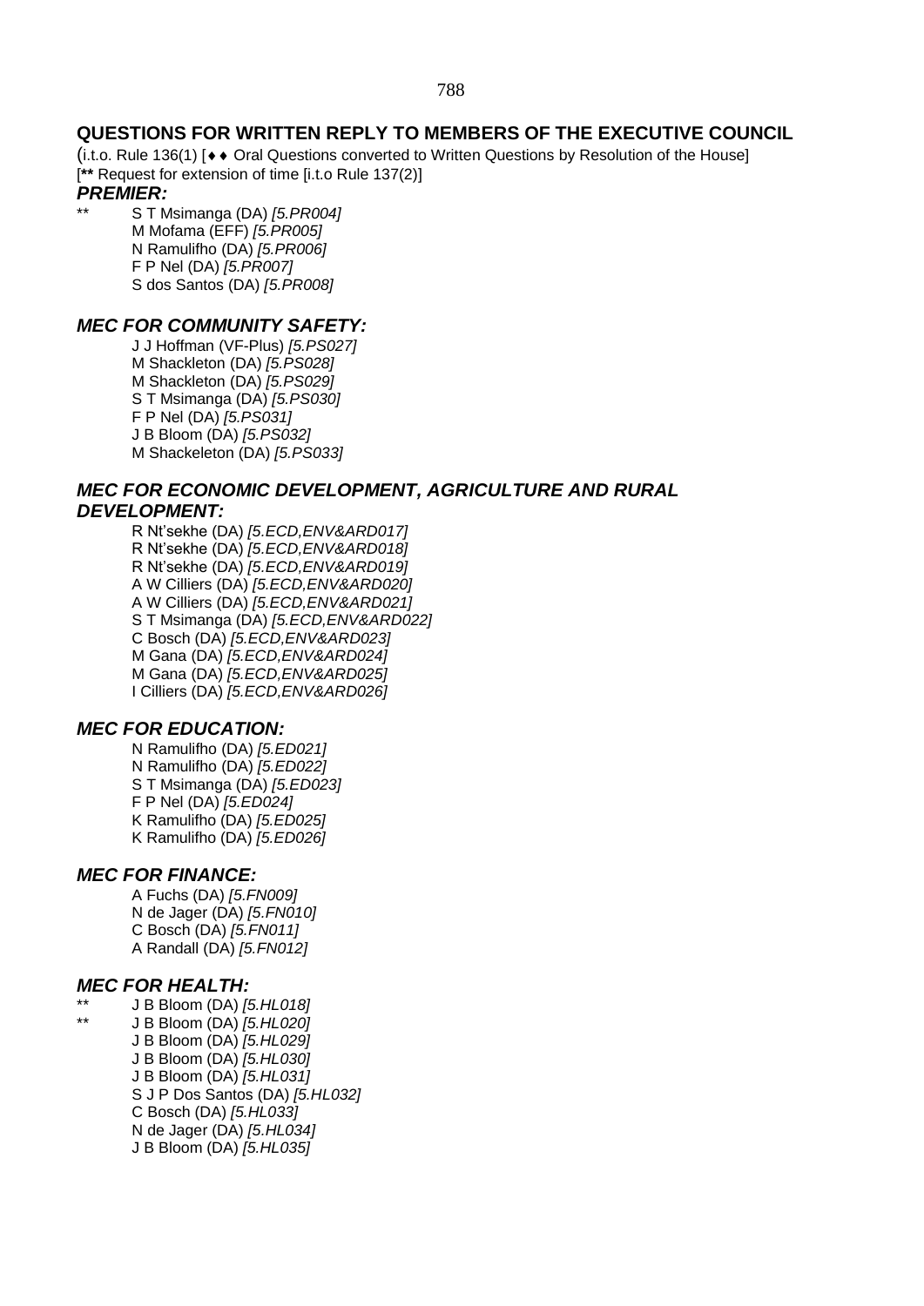## QUESTIONS FOR WRITTEN REPLY TO MEMBERS OF THE EXECUTIVE COUNCIL

(i.t.o. Rule 136(1) [♦♦ Oral Questions converted to Written Questions by Resolution of the House]
[**** Request for extension of time [i.t.o Rule 137(2)]

### *PREMIER:*

** S T Msimanga (DA) *[5.PR004]*
M Mofama (EFF) *[5.PR005]*
N Ramulifho (DA) *[5.PR006]*
F P Nel (DA) *[5.PR007]*
S dos Santos (DA) *[5.PR008]*

### *MEC FOR COMMUNITY SAFETY:*

J J Hoffman (VF-Plus) *[5.PS027]*
M Shackleton (DA) *[5.PS028]*
M Shackleton (DA) *[5.PS029]*
S T Msimanga (DA) *[5.PS030]*
F P Nel (DA) *[5.PS031]*
J B Bloom (DA) *[5.PS032]*
M Shackeleton (DA) *[5.PS033]*

### *MEC FOR ECONOMIC DEVELOPMENT, AGRICULTURE AND RURAL DEVELOPMENT:*

R Nt'sekhe (DA) *[5.ECD,ENV&ARD017]*
R Nt'sekhe (DA) *[5.ECD,ENV&ARD018]*
R Nt'sekhe (DA) *[5.ECD,ENV&ARD019]*
A W Cilliers (DA) *[5.ECD,ENV&ARD020]*
A W Cilliers (DA) *[5.ECD,ENV&ARD021]*
S T Msimanga (DA) *[5.ECD,ENV&ARD022]*
C Bosch (DA) *[5.ECD,ENV&ARD023]*
M Gana (DA) *[5.ECD,ENV&ARD024]*
M Gana (DA) *[5.ECD,ENV&ARD025]*
I Cilliers (DA) *[5.ECD,ENV&ARD026]*

### *MEC FOR EDUCATION:*

N Ramulifho (DA) *[5.ED021]*
N Ramulifho (DA) *[5.ED022]*
S T Msimanga (DA) *[5.ED023]*
F P Nel (DA) *[5.ED024]*
K Ramulifho (DA) *[5.ED025]*
K Ramulifho (DA) *[5.ED026]*

### *MEC FOR FINANCE:*

A Fuchs (DA) *[5.FN009]*
N de Jager (DA) *[5.FN010]*
C Bosch (DA) *[5.FN011]*
A Randall (DA) *[5.FN012]*

### *MEC FOR HEALTH:*

** J B Bloom (DA) *[5.HL018]*
** J B Bloom (DA) *[5.HL020]*
J B Bloom (DA) *[5.HL029]*
J B Bloom (DA) *[5.HL030]*
J B Bloom (DA) *[5.HL031]*
S J P Dos Santos (DA) *[5.HL032]*
C Bosch (DA) *[5.HL033]*
N de Jager (DA) *[5.HL034]*
J B Bloom (DA) *[5.HL035]*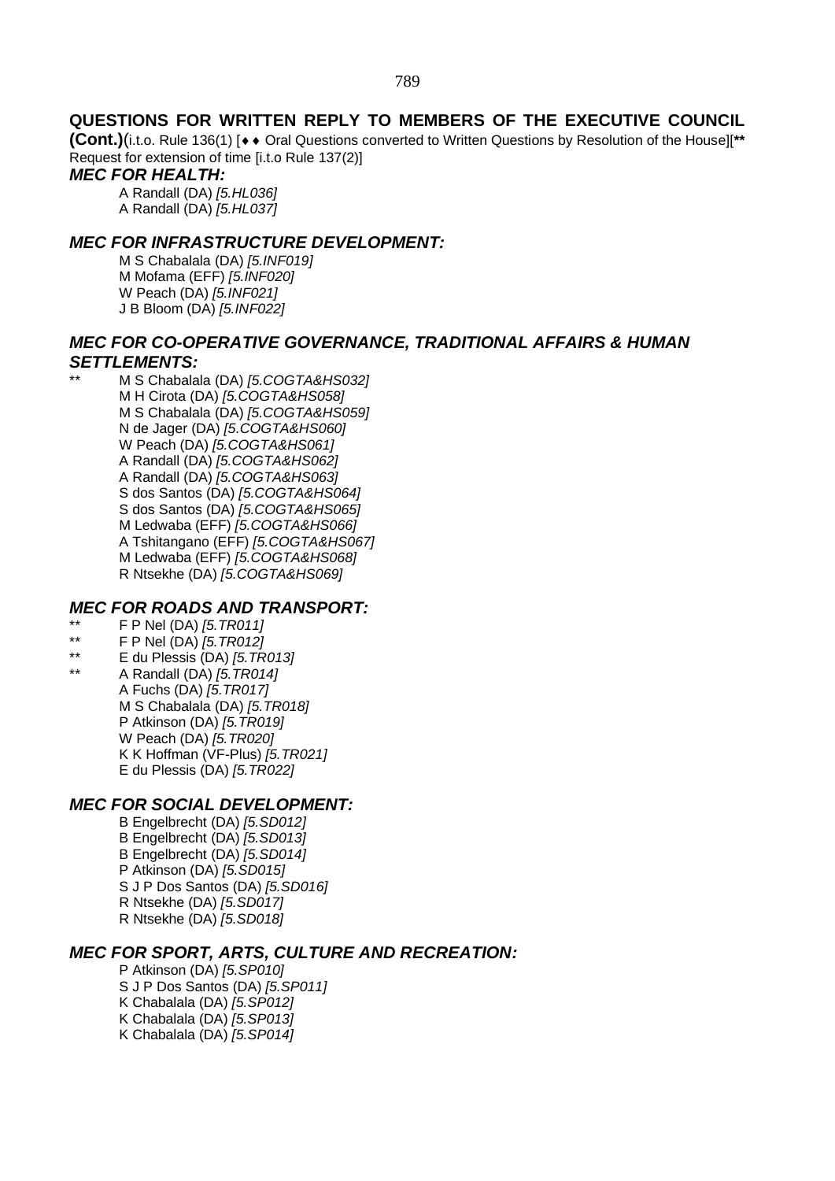## QUESTIONS FOR WRITTEN REPLY TO MEMBERS OF THE EXECUTIVE COUNCIL (Cont.)

(i.t.o. Rule 136(1) [♦♦ Oral Questions converted to Written Questions by Resolution of the House][** Request for extension of time [i.t.o Rule 137(2)]

### *MEC FOR HEALTH:*

A Randall (DA) *[5.HL036]*
A Randall (DA) *[5.HL037]*

### *MEC FOR INFRASTRUCTURE DEVELOPMENT:*

M S Chabalala (DA) *[5.INF019]*
M Mofama (EFF) *[5.INF020]*
W Peach (DA) *[5.INF021]*
J B Bloom (DA) *[5.INF022]*

### *MEC FOR CO-OPERATIVE GOVERNANCE, TRADITIONAL AFFAIRS & HUMAN SETTLEMENTS:*

** M S Chabalala (DA) *[5.COGTA&HS032]*
M H Cirota (DA) *[5.COGTA&HS058]*
M S Chabalala (DA) *[5.COGTA&HS059]*
N de Jager (DA) *[5.COGTA&HS060]*
W Peach (DA) *[5.COGTA&HS061]*
A Randall (DA) *[5.COGTA&HS062]*
A Randall (DA) *[5.COGTA&HS063]*
S dos Santos (DA) *[5.COGTA&HS064]*
S dos Santos (DA) *[5.COGTA&HS065]*
M Ledwaba (EFF) *[5.COGTA&HS066]*
A Tshitangano (EFF) *[5.COGTA&HS067]*
M Ledwaba (EFF) *[5.COGTA&HS068]*
R Ntsekhe (DA) *[5.COGTA&HS069]*

### *MEC FOR ROADS AND TRANSPORT:*

** F P Nel (DA) *[5.TR011]*
** F P Nel (DA) *[5.TR012]*
** E du Plessis (DA) *[5.TR013]*
** A Randall (DA) *[5.TR014]*
A Fuchs (DA) *[5.TR017]*
M S Chabalala (DA) *[5.TR018]*
P Atkinson (DA) *[5.TR019]*
W Peach (DA) *[5.TR020]*
K K Hoffman (VF-Plus) *[5.TR021]*
E du Plessis (DA) *[5.TR022]*

### *MEC FOR SOCIAL DEVELOPMENT:*

B Engelbrecht (DA) *[5.SD012]*
B Engelbrecht (DA) *[5.SD013]*
B Engelbrecht (DA) *[5.SD014]*
P Atkinson (DA) *[5.SD015]*
S J P Dos Santos (DA) *[5.SD016]*
R Ntsekhe (DA) *[5.SD017]*
R Ntsekhe (DA) *[5.SD018]*

### *MEC FOR SPORT, ARTS, CULTURE AND RECREATION:*

P Atkinson (DA) *[5.SP010]*
S J P Dos Santos (DA) *[5.SP011]*
K Chabalala (DA) *[5.SP012]*
K Chabalala (DA) *[5.SP013]*
K Chabalala (DA) *[5.SP014]*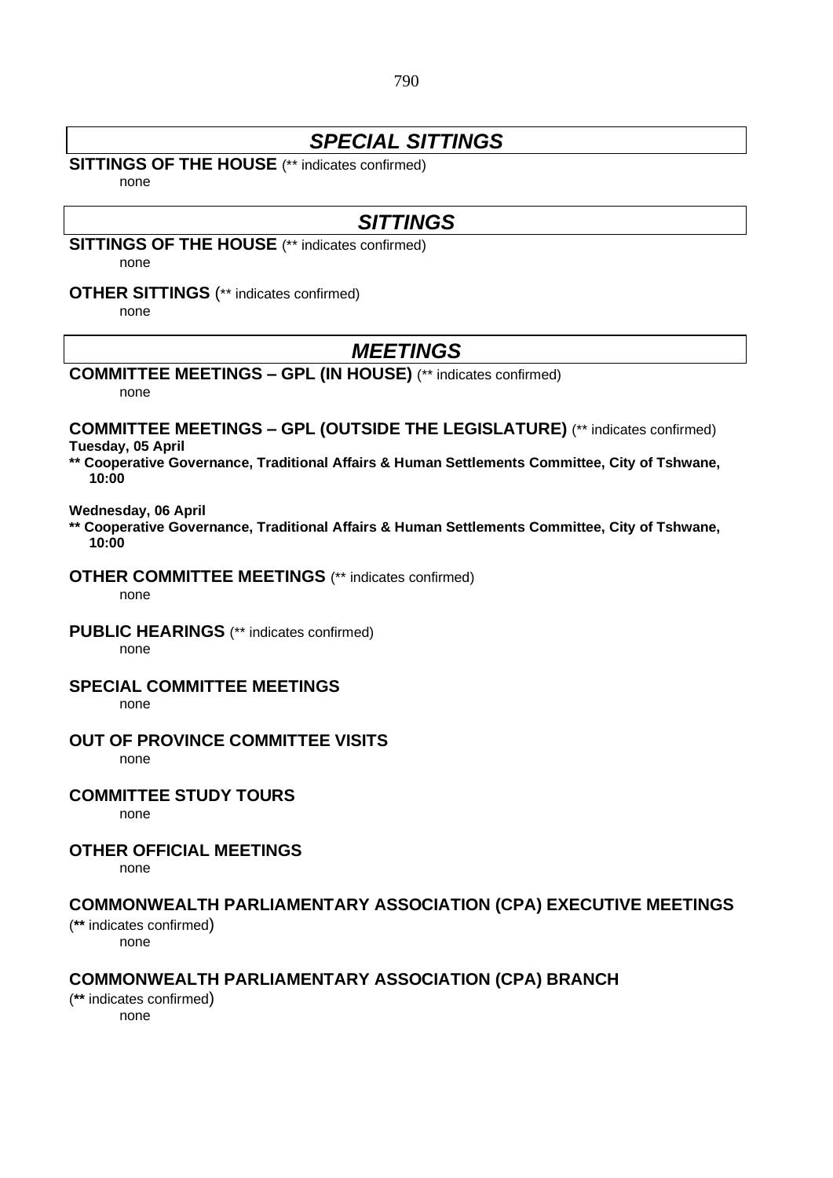## *SPECIAL SITTINGS*

**SITTINGS OF THE HOUSE** (** indicates confirmed)

none

## *SITTINGS*

**SITTINGS OF THE HOUSE** (** indicates confirmed)

none

**OTHER SITTINGS** (** indicates confirmed)

none

## *MEETINGS*

**COMMITTEE MEETINGS – GPL (IN HOUSE)** (** indicates confirmed)

none

**COMMITTEE MEETINGS – GPL (OUTSIDE THE LEGISLATURE)** (** indicates confirmed)

**Tuesday, 05 April**

**** Cooperative Governance, Traditional Affairs & Human Settlements Committee, City of Tshwane, 10:00**

**Wednesday, 06 April**

**** Cooperative Governance, Traditional Affairs & Human Settlements Committee, City of Tshwane, 10:00**

**OTHER COMMITTEE MEETINGS** (** indicates confirmed)

none

**PUBLIC HEARINGS** (** indicates confirmed)

none

**SPECIAL COMMITTEE MEETINGS**

none

**OUT OF PROVINCE COMMITTEE VISITS**

none

**COMMITTEE STUDY TOURS**

none

**OTHER OFFICIAL MEETINGS**

none

**COMMONWEALTH PARLIAMENTARY ASSOCIATION (CPA) EXECUTIVE MEETINGS**

(** indicates confirmed)

none

**COMMONWEALTH PARLIAMENTARY ASSOCIATION (CPA) BRANCH**

(** indicates confirmed)

none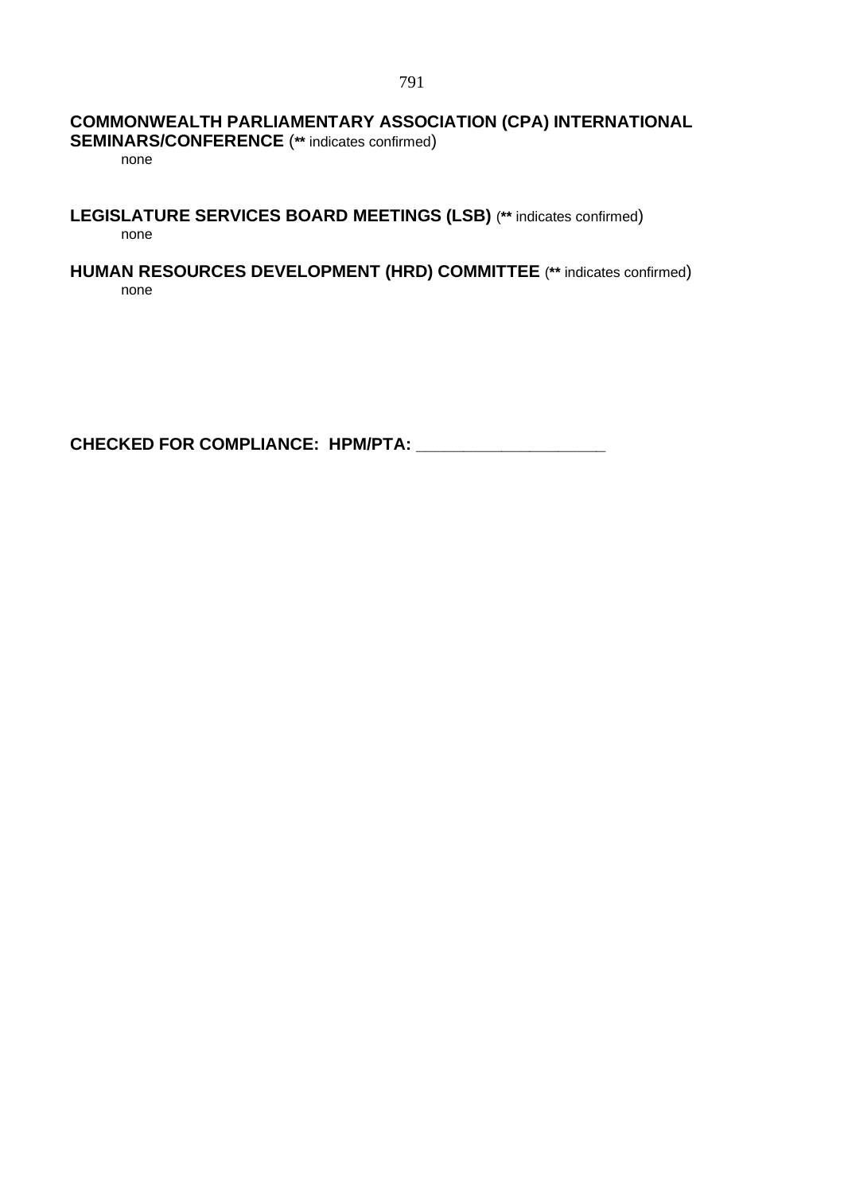**COMMONWEALTH PARLIAMENTARY ASSOCIATION (CPA) INTERNATIONAL SEMINARS/CONFERENCE** (**** indicates confirmed)

none

**LEGISLATURE SERVICES BOARD MEETINGS (LSB)** (**** indicates confirmed)

none

**HUMAN RESOURCES DEVELOPMENT (HRD) COMMITTEE** (**** indicates confirmed)

none

**CHECKED FOR COMPLIANCE: HPM/PTA: ____________________**